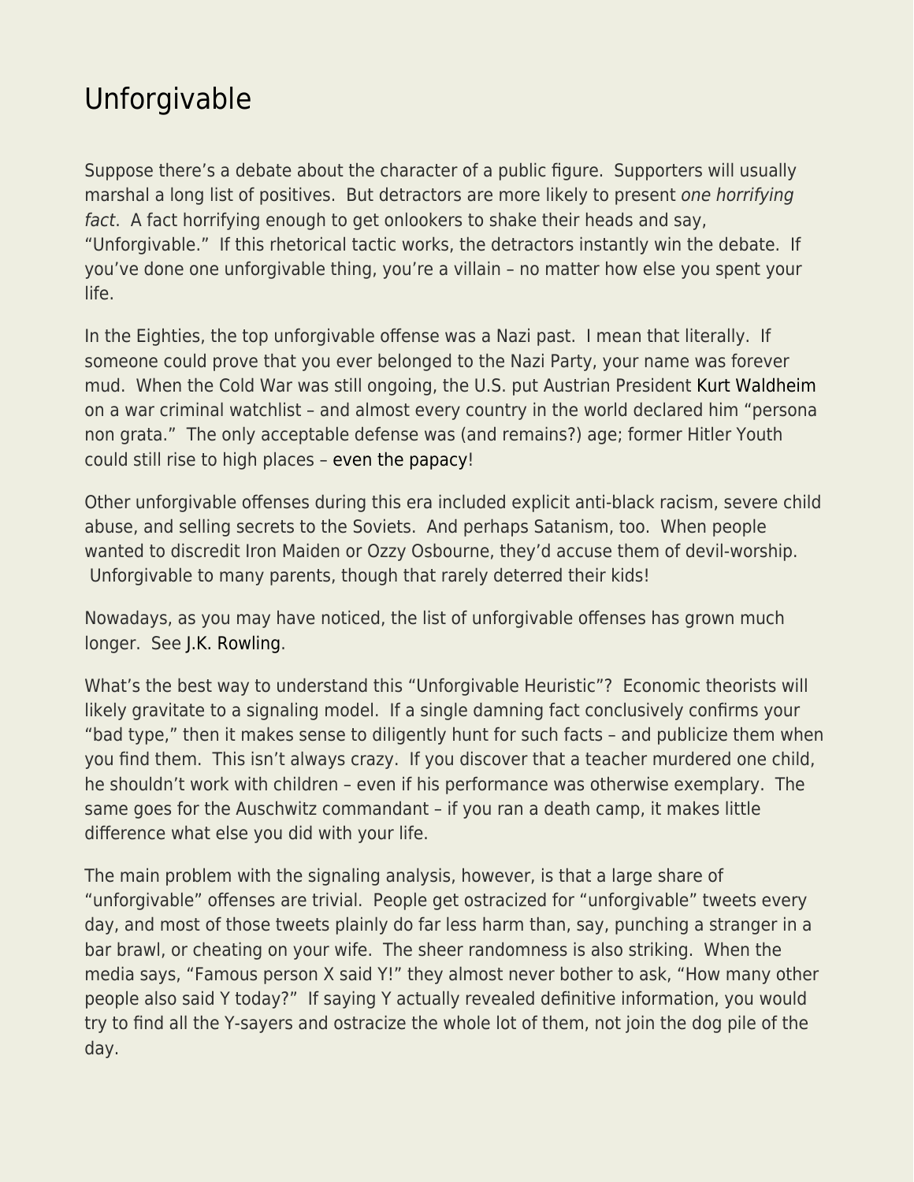# Unforgivable

Suppose there's a debate about the character of a public figure. Supporters will usually marshal a long list of positives. But detractors are more likely to present *one horrifying fact*. A fact horrifying enough to get onlookers to shake their heads and say, "Unforgivable." If this rhetorical tactic works, the detractors instantly win the debate. If you've done one unforgivable thing, you're a villain – no matter how else you spent your life.

In the Eighties, the top unforgivable offense was a Nazi past. I mean that literally. If someone could prove that you ever belonged to the Nazi Party, your name was forever mud. When the Cold War was still ongoing, the U.S. put Austrian President Kurt Waldheim on a war criminal watchlist – and almost every country in the world declared him "persona non grata." The only acceptable defense was (and remains?) age; former Hitler Youth could still rise to high places – even the papacy!

Other unforgivable offenses during this era included explicit anti-black racism, severe child abuse, and selling secrets to the Soviets. And perhaps Satanism, too. When people wanted to discredit Iron Maiden or Ozzy Osbourne, they'd accuse them of devil-worship. Unforgivable to many parents, though that rarely deterred their kids!

Nowadays, as you may have noticed, the list of unforgivable offenses has grown much longer. See J.K. Rowling.

What's the best way to understand this "Unforgivable Heuristic"? Economic theorists will likely gravitate to a signaling model. If a single damning fact conclusively confirms your "bad type," then it makes sense to diligently hunt for such facts – and publicize them when you find them. This isn't always crazy. If you discover that a teacher murdered one child, he shouldn't work with children – even if his performance was otherwise exemplary. The same goes for the Auschwitz commandant – if you ran a death camp, it makes little difference what else you did with your life.

The main problem with the signaling analysis, however, is that a large share of "unforgivable" offenses are trivial. People get ostracized for "unforgivable" tweets every day, and most of those tweets plainly do far less harm than, say, punching a stranger in a bar brawl, or cheating on your wife. The sheer randomness is also striking. When the media says, "Famous person X said Y!" they almost never bother to ask, "How many other people also said Y today?" If saying Y actually revealed definitive information, you would try to find all the Y-sayers and ostracize the whole lot of them, not join the dog pile of the day.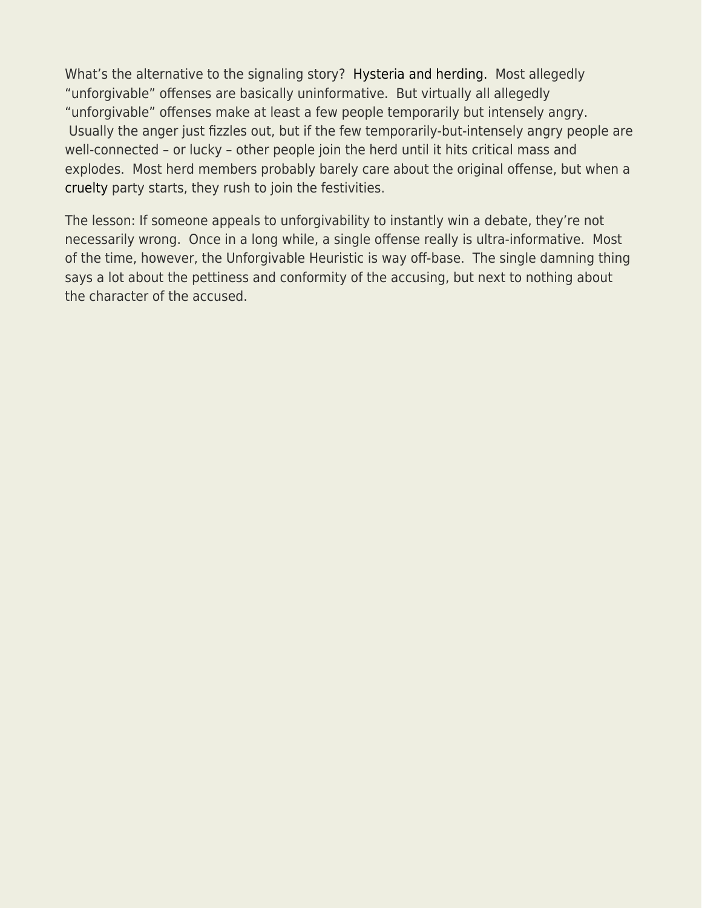What's the alternative to the signaling story? Hysteria and herding. Most allegedly "unforgivable" offenses are basically uninformative. But virtually all allegedly "unforgivable" offenses make at least a few people temporarily but intensely angry. Usually the anger just fizzles out, but if the few temporarily-but-intensely angry people are well-connected – or lucky – other people join the herd until it hits critical mass and explodes. Most herd members probably barely care about the original offense, but when a cruelty party starts, they rush to join the festivities.

The lesson: If someone appeals to unforgivability to instantly win a debate, they're not necessarily wrong. Once in a long while, a single offense really is ultra-informative. Most of the time, however, the Unforgivable Heuristic is way off-base. The single damning thing says a lot about the pettiness and conformity of the accusing, but next to nothing about the character of the accused.